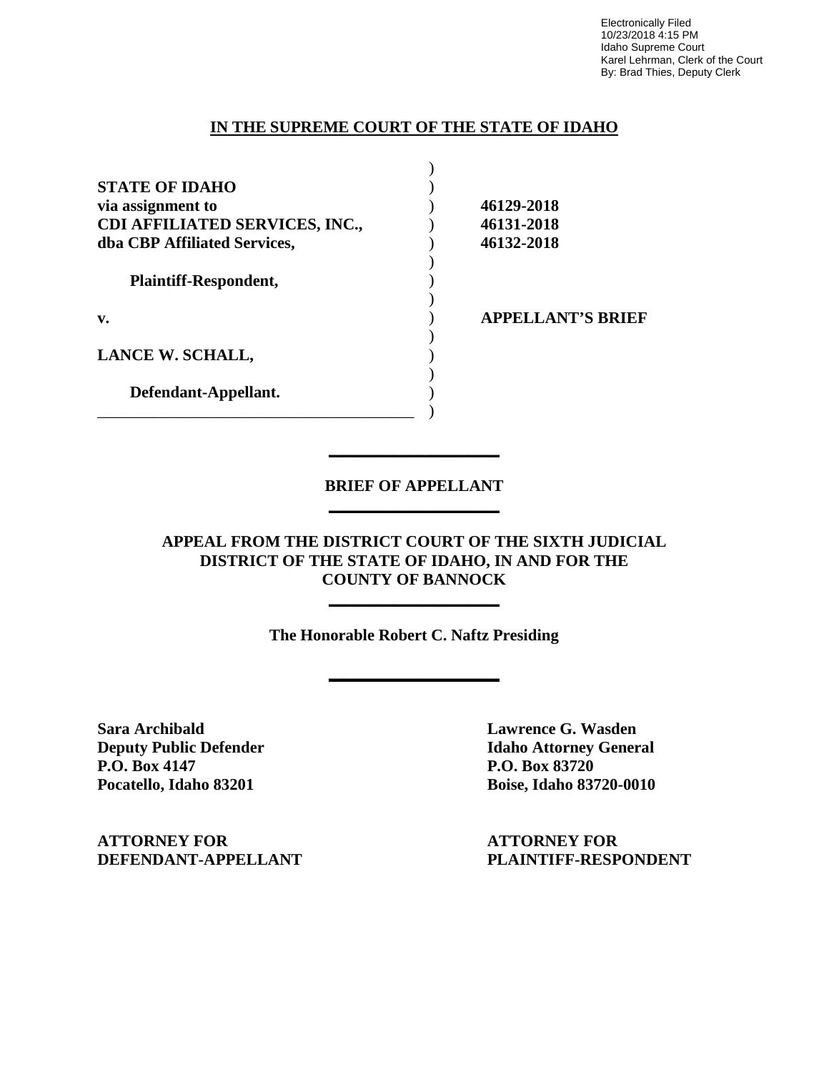Electronically Filed
10/23/2018 4:15 PM
Idaho Supreme Court
Karel Lehrman, Clerk of the Court
By: Brad Thies, Deputy Clerk

**IN THE SUPREME COURT OF THE STATE OF IDAHO**

| | |
|---|---|
| **STATE OF IDAHO** | |
| **via assignment to** | **46129-2018** |
| **CDI AFFILIATED SERVICES, INC.,** | **46131-2018** |
| **dba CBP Affiliated Services,** | **46132-2018** |
| **Plaintiff-Respondent,** | |
| **v.** | **APPELLANT'S BRIEF** |
| **LANCE W. SCHALL,** | |
| **Defendant-Appellant.** | |

**BRIEF OF APPELLANT**

**APPEAL FROM THE DISTRICT COURT OF THE SIXTH JUDICIAL DISTRICT OF THE STATE OF IDAHO, IN AND FOR THE COUNTY OF BANNOCK**

**The Honorable Robert C. Naftz Presiding**

| | |
|---|---|
| **Sara Archibald** | **Lawrence G. Wasden** |
| **Deputy Public Defender** | **Idaho Attorney General** |
| **P.O. Box 4147** | **P.O. Box 83720** |
| **Pocatello, Idaho 83201** | **Boise, Idaho 83720-0010** |
| **ATTORNEY FOR DEFENDANT-APPELLANT** | **ATTORNEY FOR PLAINTIFF-RESPONDENT** |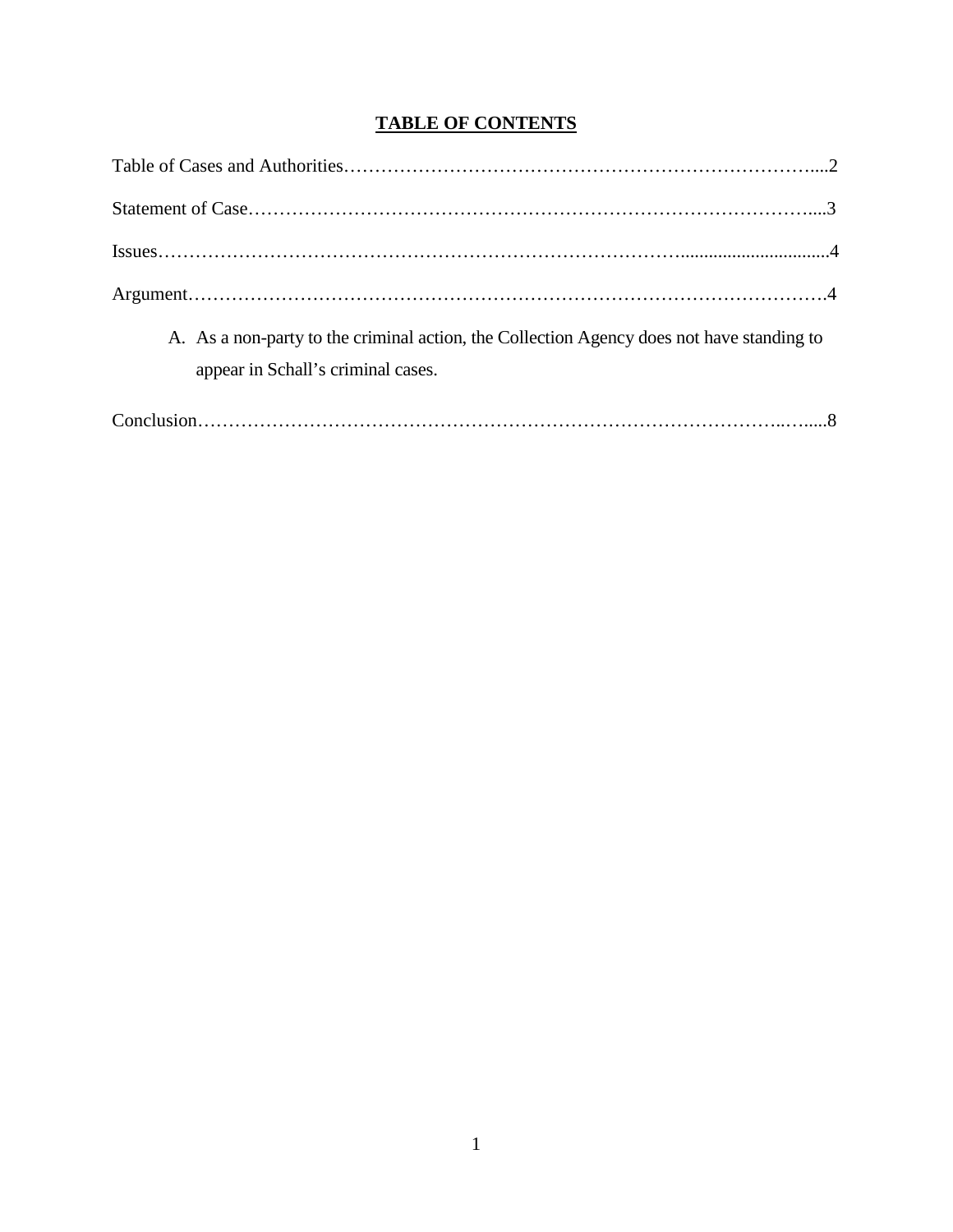# TABLE OF CONTENTS

Table of Cases and Authorities……………………………………………………………………....2

Statement of Case……………………………………………………………………………….....3

Issues……………………………………………………………………………................................4

Argument………………………………………………………………………………………….4

A. As a non-party to the criminal action, the Collection Agency does not have standing to appear in Schall's criminal cases.

Conclusion……………………………………………………………………………………..…....8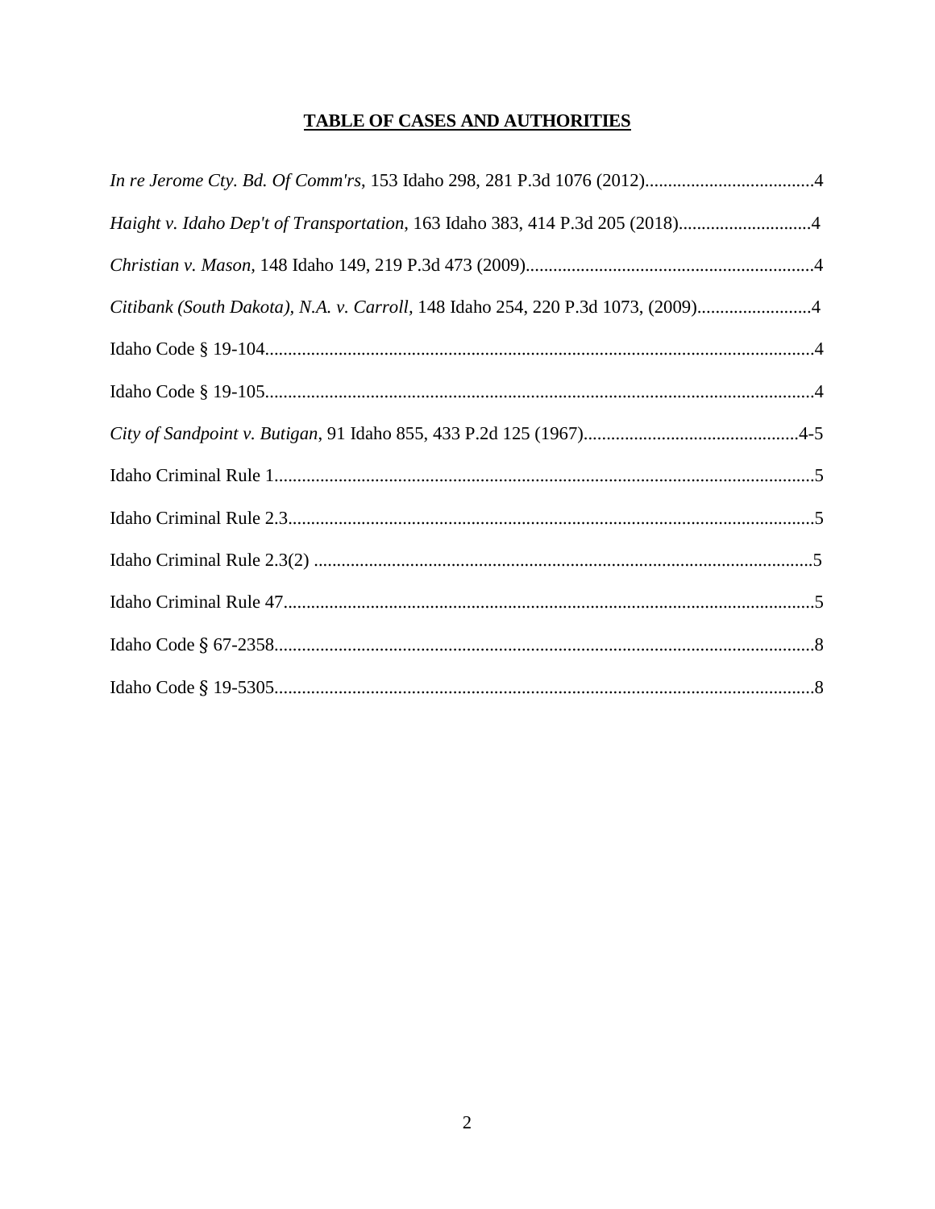## TABLE OF CASES AND AUTHORITIES

*In re Jerome Cty. Bd. Of Comm'rs*, 153 Idaho 298, 281 P.3d 1076 (2012).....................................4

*Haight v. Idaho Dep't of Transportation*, 163 Idaho 383, 414 P.3d 205 (2018)............................4

*Christian v. Mason*, 148 Idaho 149, 219 P.3d 473 (2009)...............................................................4

*Citibank (South Dakota), N.A. v. Carroll*, 148 Idaho 254, 220 P.3d 1073, (2009).........................4

Idaho Code § 19-104.......................................................................................................................4

Idaho Code § 19-105.......................................................................................................................4

*City of Sandpoint v. Butigan*, 91 Idaho 855, 433 P.2d 125 (1967)..............................................4-5

Idaho Criminal Rule 1.....................................................................................................................5

Idaho Criminal Rule 2.3..................................................................................................................5

Idaho Criminal Rule 2.3(2) ............................................................................................................5

Idaho Criminal Rule 47...................................................................................................................5

Idaho Code § 67-2358.....................................................................................................................8

Idaho Code § 19-5305.....................................................................................................................8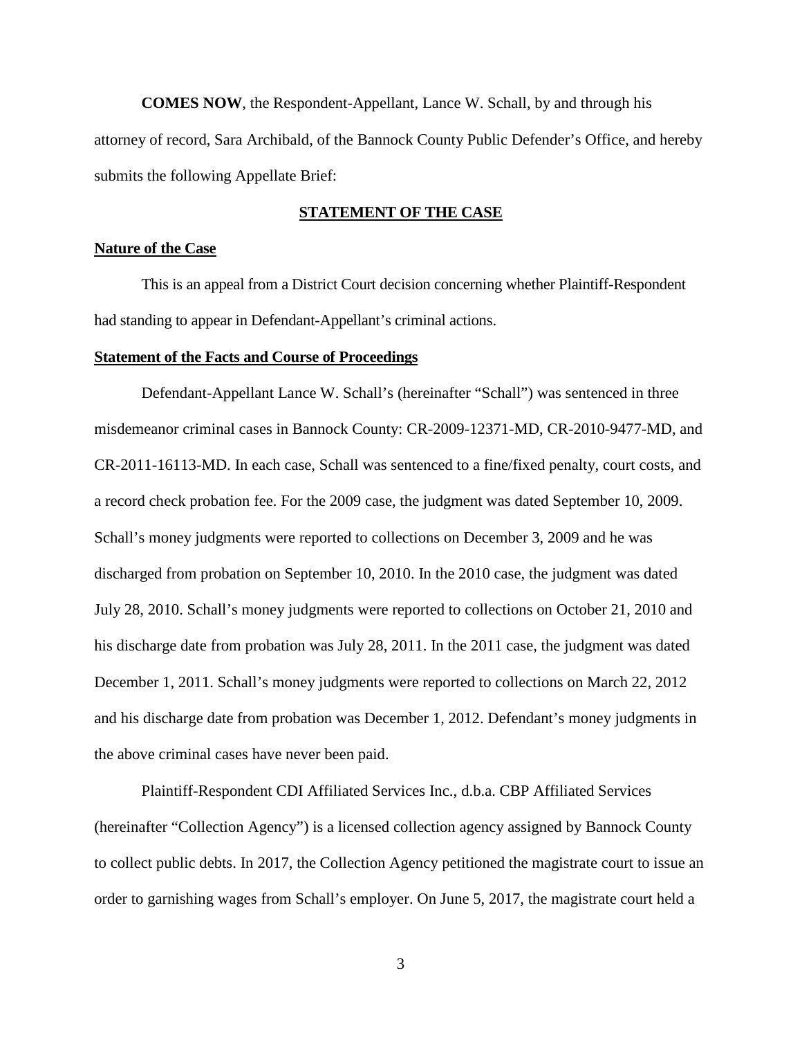**COMES NOW**, the Respondent-Appellant, Lance W. Schall, by and through his attorney of record, Sara Archibald, of the Bannock County Public Defender's Office, and hereby submits the following Appellate Brief:

## STATEMENT OF THE CASE

### Nature of the Case

This is an appeal from a District Court decision concerning whether Plaintiff-Respondent had standing to appear in Defendant-Appellant's criminal actions.

### Statement of the Facts and Course of Proceedings

Defendant-Appellant Lance W. Schall's (hereinafter "Schall") was sentenced in three misdemeanor criminal cases in Bannock County: CR-2009-12371-MD, CR-2010-9477-MD, and CR-2011-16113-MD. In each case, Schall was sentenced to a fine/fixed penalty, court costs, and a record check probation fee. For the 2009 case, the judgment was dated September 10, 2009. Schall's money judgments were reported to collections on December 3, 2009 and he was discharged from probation on September 10, 2010. In the 2010 case, the judgment was dated July 28, 2010. Schall's money judgments were reported to collections on October 21, 2010 and his discharge date from probation was July 28, 2011. In the 2011 case, the judgment was dated December 1, 2011. Schall's money judgments were reported to collections on March 22, 2012 and his discharge date from probation was December 1, 2012. Defendant's money judgments in the above criminal cases have never been paid.

Plaintiff-Respondent CDI Affiliated Services Inc., d.b.a. CBP Affiliated Services (hereinafter "Collection Agency") is a licensed collection agency assigned by Bannock County to collect public debts. In 2017, the Collection Agency petitioned the magistrate court to issue an order to garnishing wages from Schall's employer. On June 5, 2017, the magistrate court held a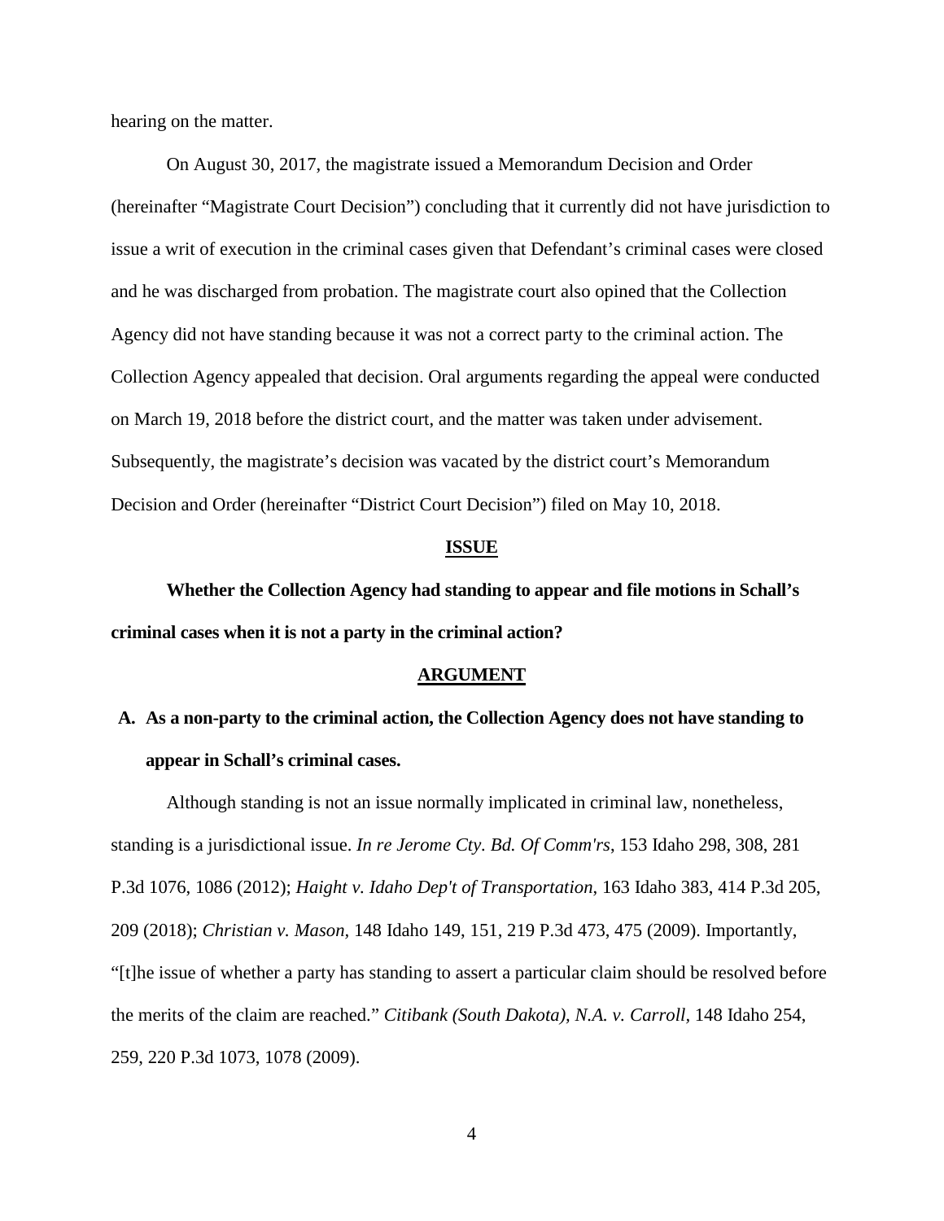hearing on the matter.

On August 30, 2017, the magistrate issued a Memorandum Decision and Order (hereinafter "Magistrate Court Decision") concluding that it currently did not have jurisdiction to issue a writ of execution in the criminal cases given that Defendant's criminal cases were closed and he was discharged from probation. The magistrate court also opined that the Collection Agency did not have standing because it was not a correct party to the criminal action. The Collection Agency appealed that decision. Oral arguments regarding the appeal were conducted on March 19, 2018 before the district court, and the matter was taken under advisement. Subsequently, the magistrate's decision was vacated by the district court's Memorandum Decision and Order (hereinafter "District Court Decision") filed on May 10, 2018.

## ISSUE

**Whether the Collection Agency had standing to appear and file motions in Schall's criminal cases when it is not a party in the criminal action?**

## ARGUMENT

### A. As a non-party to the criminal action, the Collection Agency does not have standing to appear in Schall's criminal cases.

Although standing is not an issue normally implicated in criminal law, nonetheless, standing is a jurisdictional issue. *In re Jerome Cty. Bd. Of Comm'rs*, 153 Idaho 298, 308, 281 P.3d 1076, 1086 (2012); *Haight v. Idaho Dep't of Transportation*, 163 Idaho 383, 414 P.3d 205, 209 (2018); *Christian v. Mason*, 148 Idaho 149, 151, 219 P.3d 473, 475 (2009). Importantly, "[t]he issue of whether a party has standing to assert a particular claim should be resolved before the merits of the claim are reached." *Citibank (South Dakota), N.A. v. Carroll*, 148 Idaho 254, 259, 220 P.3d 1073, 1078 (2009).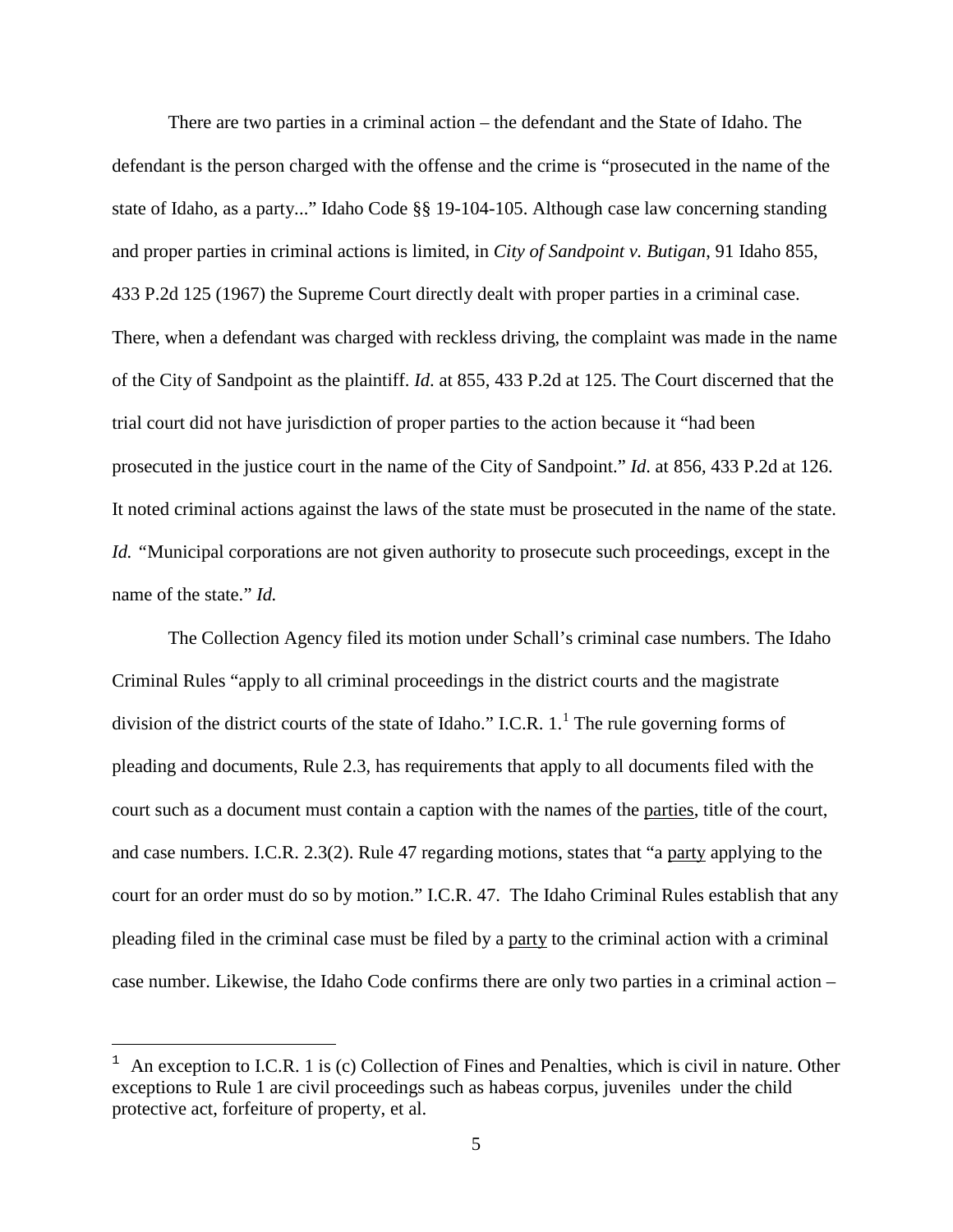There are two parties in a criminal action – the defendant and the State of Idaho. The defendant is the person charged with the offense and the crime is "prosecuted in the name of the state of Idaho, as a party..." Idaho Code §§ 19-104-105. Although case law concerning standing and proper parties in criminal actions is limited, in *City of Sandpoint v. Butigan*, 91 Idaho 855, 433 P.2d 125 (1967) the Supreme Court directly dealt with proper parties in a criminal case. There, when a defendant was charged with reckless driving, the complaint was made in the name of the City of Sandpoint as the plaintiff. *Id*. at 855, 433 P.2d at 125. The Court discerned that the trial court did not have jurisdiction of proper parties to the action because it "had been prosecuted in the justice court in the name of the City of Sandpoint." *Id*. at 856, 433 P.2d at 126. It noted criminal actions against the laws of the state must be prosecuted in the name of the state. *Id.* "Municipal corporations are not given authority to prosecute such proceedings, except in the name of the state." *Id.*

The Collection Agency filed its motion under Schall's criminal case numbers. The Idaho Criminal Rules "apply to all criminal proceedings in the district courts and the magistrate division of the district courts of the state of Idaho." I.C.R. 1.[1] The rule governing forms of pleading and documents, Rule 2.3, has requirements that apply to all documents filed with the court such as a document must contain a caption with the names of the <u>parties</u>, title of the court, and case numbers. I.C.R. 2.3(2). Rule 47 regarding motions, states that "a <u>party</u> applying to the court for an order must do so by motion." I.C.R. 47. The Idaho Criminal Rules establish that any pleading filed in the criminal case must be filed by a <u>party</u> to the criminal action with a criminal case number. Likewise, the Idaho Code confirms there are only two parties in a criminal action –

[1] An exception to I.C.R. 1 is (c) Collection of Fines and Penalties, which is civil in nature. Other exceptions to Rule 1 are civil proceedings such as habeas corpus, juveniles under the child protective act, forfeiture of property, et al.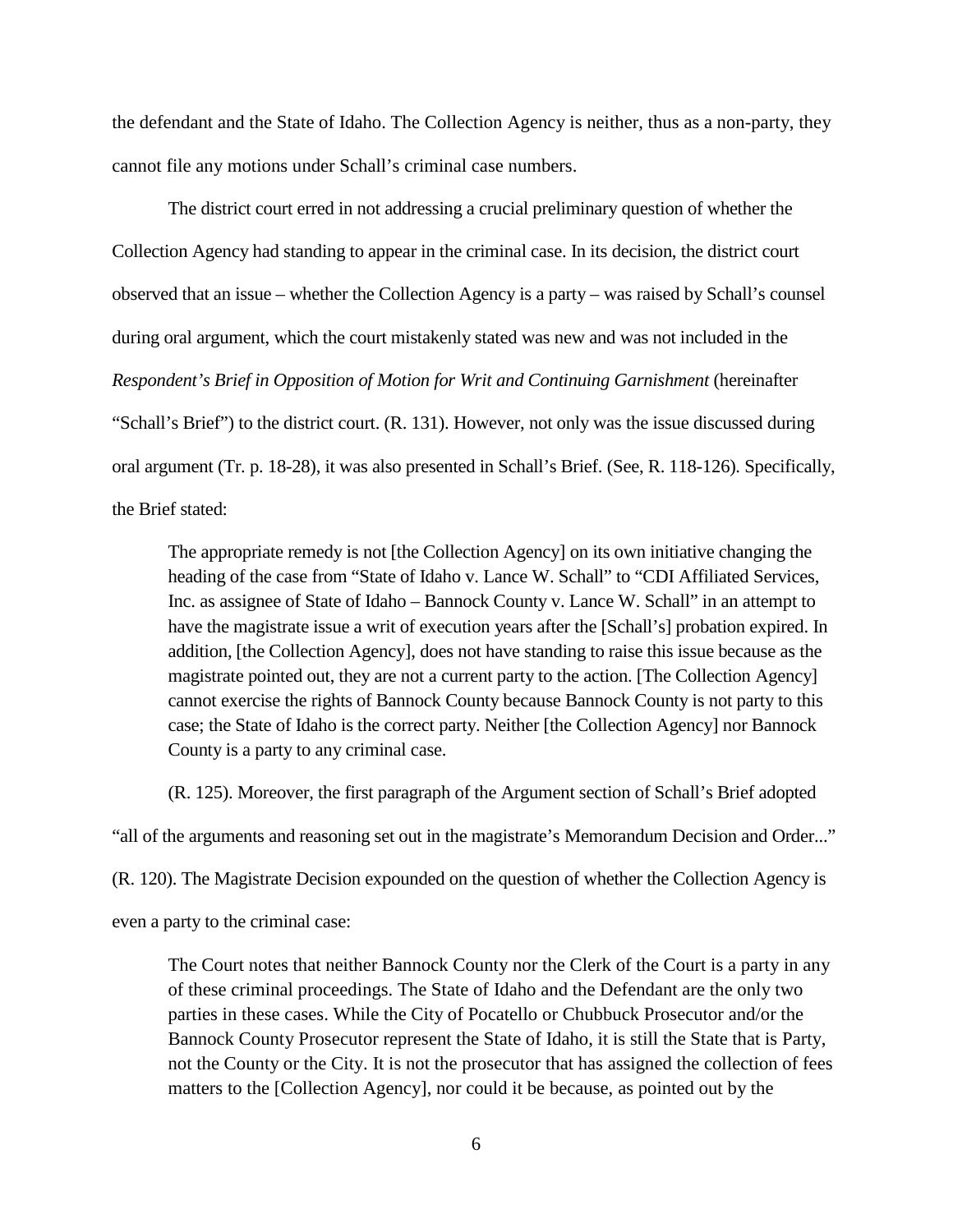the defendant and the State of Idaho. The Collection Agency is neither, thus as a non-party, they cannot file any motions under Schall's criminal case numbers.

The district court erred in not addressing a crucial preliminary question of whether the Collection Agency had standing to appear in the criminal case. In its decision, the district court observed that an issue – whether the Collection Agency is a party – was raised by Schall's counsel during oral argument, which the court mistakenly stated was new and was not included in the *Respondent's Brief in Opposition of Motion for Writ and Continuing Garnishment* (hereinafter "Schall's Brief") to the district court. (R. 131). However, not only was the issue discussed during oral argument (Tr. p. 18-28), it was also presented in Schall's Brief. (See, R. 118-126). Specifically, the Brief stated:

> The appropriate remedy is not [the Collection Agency] on its own initiative changing the heading of the case from "State of Idaho v. Lance W. Schall" to "CDI Affiliated Services, Inc. as assignee of State of Idaho – Bannock County v. Lance W. Schall" in an attempt to have the magistrate issue a writ of execution years after the [Schall's] probation expired. In addition, [the Collection Agency], does not have standing to raise this issue because as the magistrate pointed out, they are not a current party to the action. [The Collection Agency] cannot exercise the rights of Bannock County because Bannock County is not party to this case; the State of Idaho is the correct party. Neither [the Collection Agency] nor Bannock County is a party to any criminal case.

(R. 125). Moreover, the first paragraph of the Argument section of Schall's Brief adopted "all of the arguments and reasoning set out in the magistrate's Memorandum Decision and Order..." (R. 120). The Magistrate Decision expounded on the question of whether the Collection Agency is even a party to the criminal case:

> The Court notes that neither Bannock County nor the Clerk of the Court is a party in any of these criminal proceedings. The State of Idaho and the Defendant are the only two parties in these cases. While the City of Pocatello or Chubbuck Prosecutor and/or the Bannock County Prosecutor represent the State of Idaho, it is still the State that is Party, not the County or the City. It is not the prosecutor that has assigned the collection of fees matters to the [Collection Agency], nor could it be because, as pointed out by the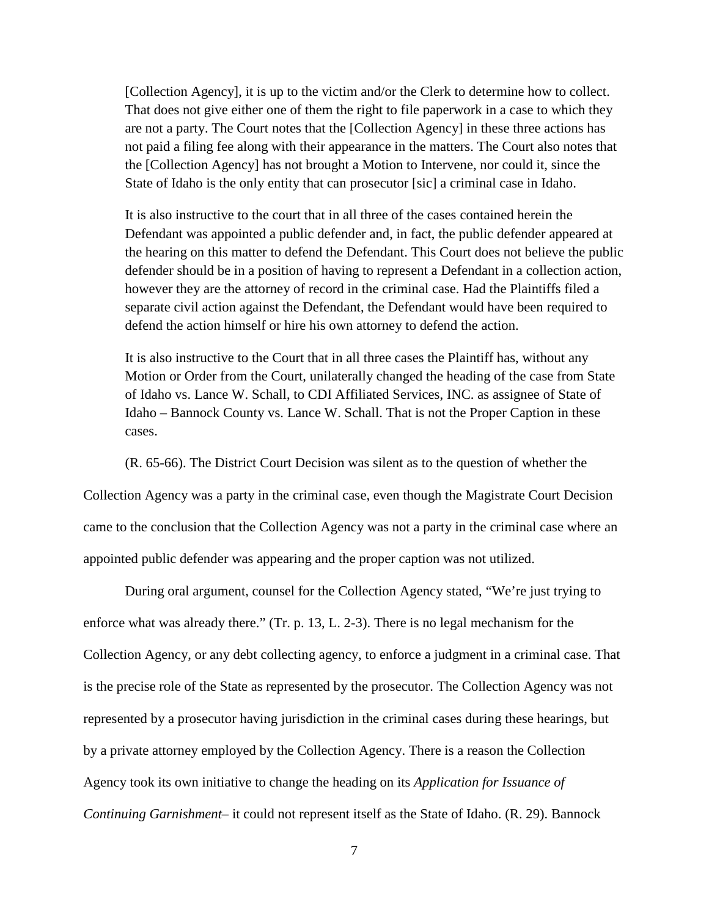> [Collection Agency], it is up to the victim and/or the Clerk to determine how to collect. That does not give either one of them the right to file paperwork in a case to which they are not a party. The Court notes that the [Collection Agency] in these three actions has not paid a filing fee along with their appearance in the matters. The Court also notes that the [Collection Agency] has not brought a Motion to Intervene, nor could it, since the State of Idaho is the only entity that can prosecutor [sic] a criminal case in Idaho.
>
> It is also instructive to the court that in all three of the cases contained herein the Defendant was appointed a public defender and, in fact, the public defender appeared at the hearing on this matter to defend the Defendant. This Court does not believe the public defender should be in a position of having to represent a Defendant in a collection action, however they are the attorney of record in the criminal case. Had the Plaintiffs filed a separate civil action against the Defendant, the Defendant would have been required to defend the action himself or hire his own attorney to defend the action.
>
> It is also instructive to the Court that in all three cases the Plaintiff has, without any Motion or Order from the Court, unilaterally changed the heading of the case from State of Idaho vs. Lance W. Schall, to CDI Affiliated Services, INC. as assignee of State of Idaho – Bannock County vs. Lance W. Schall. That is not the Proper Caption in these cases.

(R. 65-66). The District Court Decision was silent as to the question of whether the Collection Agency was a party in the criminal case, even though the Magistrate Court Decision came to the conclusion that the Collection Agency was not a party in the criminal case where an appointed public defender was appearing and the proper caption was not utilized.

During oral argument, counsel for the Collection Agency stated, "We're just trying to enforce what was already there." (Tr. p. 13, L. 2-3). There is no legal mechanism for the Collection Agency, or any debt collecting agency, to enforce a judgment in a criminal case. That is the precise role of the State as represented by the prosecutor. The Collection Agency was not represented by a prosecutor having jurisdiction in the criminal cases during these hearings, but by a private attorney employed by the Collection Agency. There is a reason the Collection Agency took its own initiative to change the heading on its *Application for Issuance of Continuing Garnishment*– it could not represent itself as the State of Idaho. (R. 29). Bannock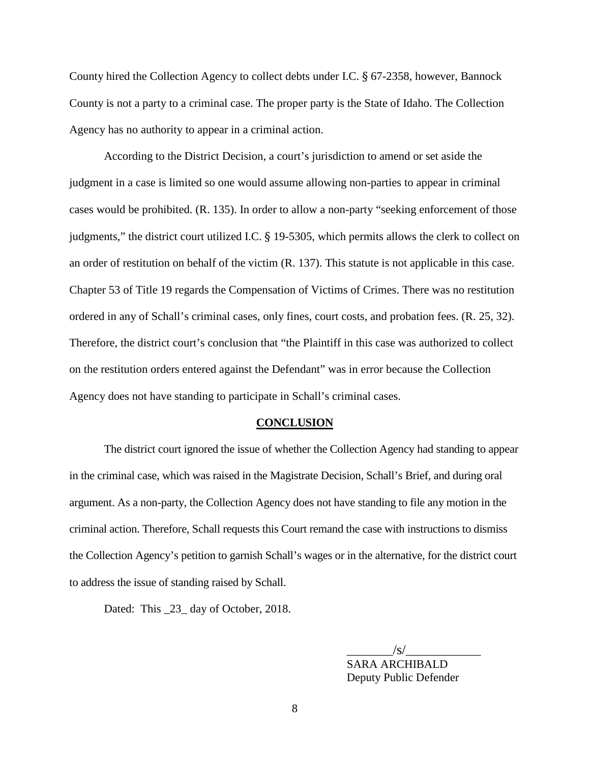County hired the Collection Agency to collect debts under I.C. § 67-2358, however, Bannock County is not a party to a criminal case. The proper party is the State of Idaho. The Collection Agency has no authority to appear in a criminal action.

According to the District Decision, a court's jurisdiction to amend or set aside the judgment in a case is limited so one would assume allowing non-parties to appear in criminal cases would be prohibited. (R. 135). In order to allow a non-party "seeking enforcement of those judgments," the district court utilized I.C. § 19-5305, which permits allows the clerk to collect on an order of restitution on behalf of the victim (R. 137). This statute is not applicable in this case. Chapter 53 of Title 19 regards the Compensation of Victims of Crimes. There was no restitution ordered in any of Schall's criminal cases, only fines, court costs, and probation fees. (R. 25, 32). Therefore, the district court's conclusion that "the Plaintiff in this case was authorized to collect on the restitution orders entered against the Defendant" was in error because the Collection Agency does not have standing to participate in Schall's criminal cases.

## CONCLUSION

The district court ignored the issue of whether the Collection Agency had standing to appear in the criminal case, which was raised in the Magistrate Decision, Schall's Brief, and during oral argument. As a non-party, the Collection Agency does not have standing to file any motion in the criminal action. Therefore, Schall requests this Court remand the case with instructions to dismiss the Collection Agency's petition to garnish Schall's wages or in the alternative, for the district court to address the issue of standing raised by Schall.

Dated: This _23_ day of October, 2018.

________/s/_____________
SARA ARCHIBALD
Deputy Public Defender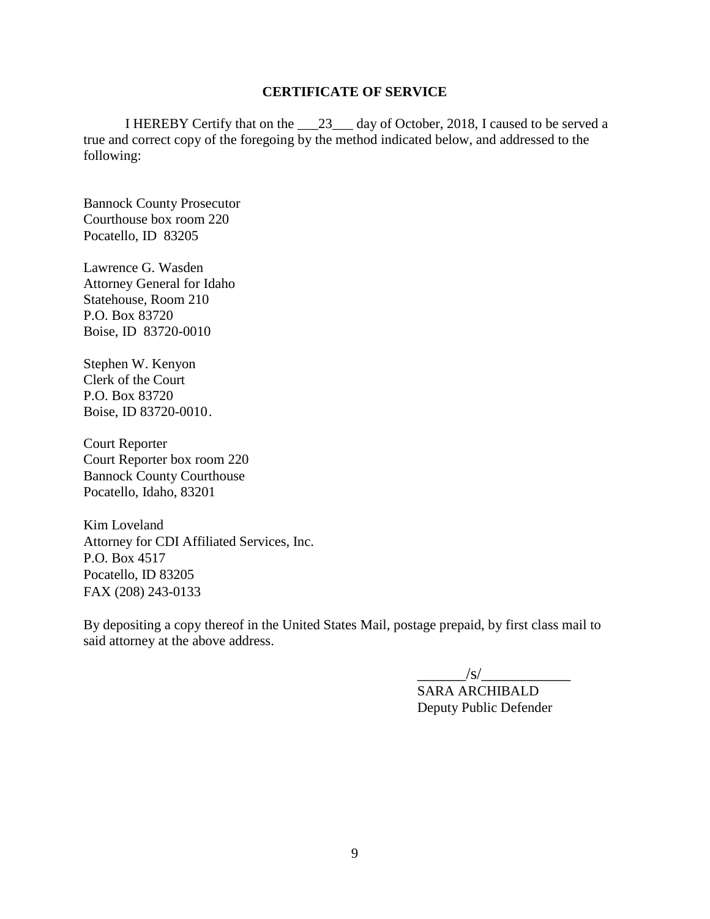**CERTIFICATE OF SERVICE**

I HEREBY Certify that on the \_\_\_23\_\_\_ day of October, 2018, I caused to be served a true and correct copy of the foregoing by the method indicated below, and addressed to the following:

Bannock County Prosecutor
Courthouse box room 220
Pocatello, ID 83205

Lawrence G. Wasden
Attorney General for Idaho
Statehouse, Room 210
P.O. Box 83720
Boise, ID 83720-0010

Stephen W. Kenyon
Clerk of the Court
P.O. Box 83720
Boise, ID 83720-0010.

Court Reporter
Court Reporter box room 220
Bannock County Courthouse
Pocatello, Idaho, 83201

Kim Loveland
Attorney for CDI Affiliated Services, Inc.
P.O. Box 4517
Pocatello, ID 83205
FAX (208) 243-0133

By depositing a copy thereof in the United States Mail, postage prepaid, by first class mail to said attorney at the above address.

_______/s/_____________
SARA ARCHIBALD
Deputy Public Defender